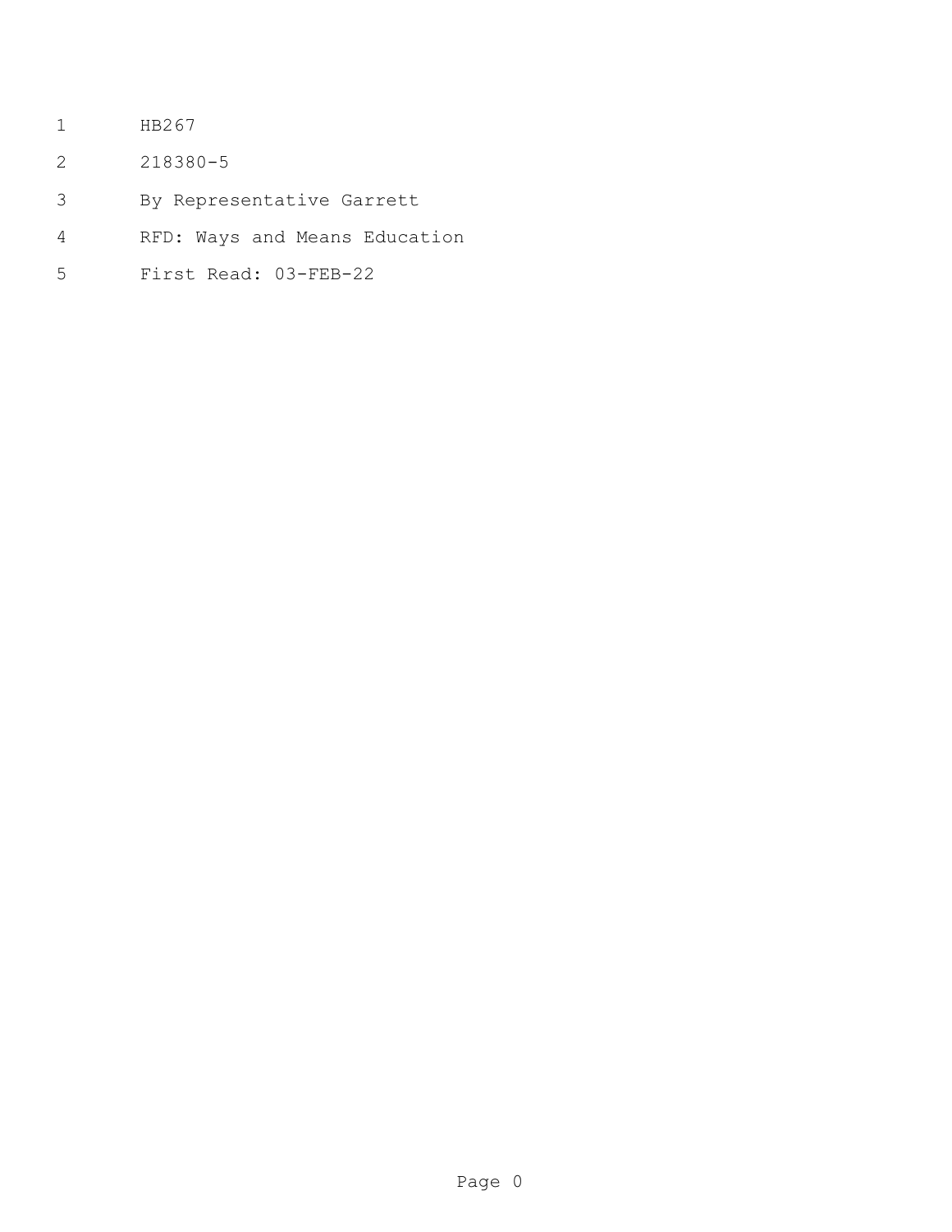HB267

218380-5

By Representative Garrett

RFD: Ways and Means Education

First Read: 03-FEB-22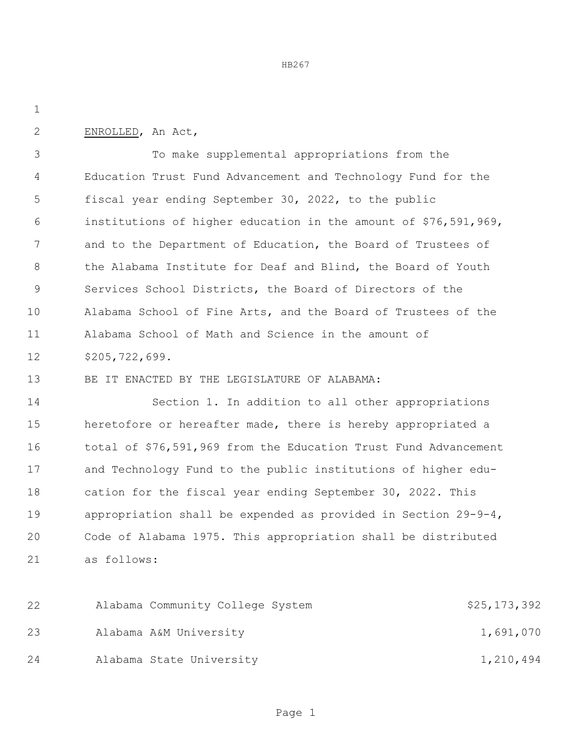ENROLLED, An Act,

To make supplemental appropriations from the Education Trust Fund Advancement and Technology Fund for the fiscal year ending September 30, 2022, to the public institutions of higher education in the amount of $76,591,969, and to the Department of Education, the Board of Trustees of the Alabama Institute for Deaf and Blind, the Board of Youth Services School Districts, the Board of Directors of the Alabama School of Fine Arts, and the Board of Trustees of the Alabama School of Math and Science in the amount of $205,722,699.

BE IT ENACTED BY THE LEGISLATURE OF ALABAMA:

Section 1. In addition to all other appropriations heretofore or hereafter made, there is hereby appropriated a total of $76,591,969 from the Education Trust Fund Advancement and Technology Fund to the public institutions of higher education for the fiscal year ending September 30, 2022. This appropriation shall be expended as provided in Section 29-9-4, Code of Alabama 1975. This appropriation shall be distributed as follows:

| | |
|---|---|
| Alabama Community College System | $25,173,392 |
| Alabama A&M University | 1,691,070 |
| Alabama State University | 1,210,494 |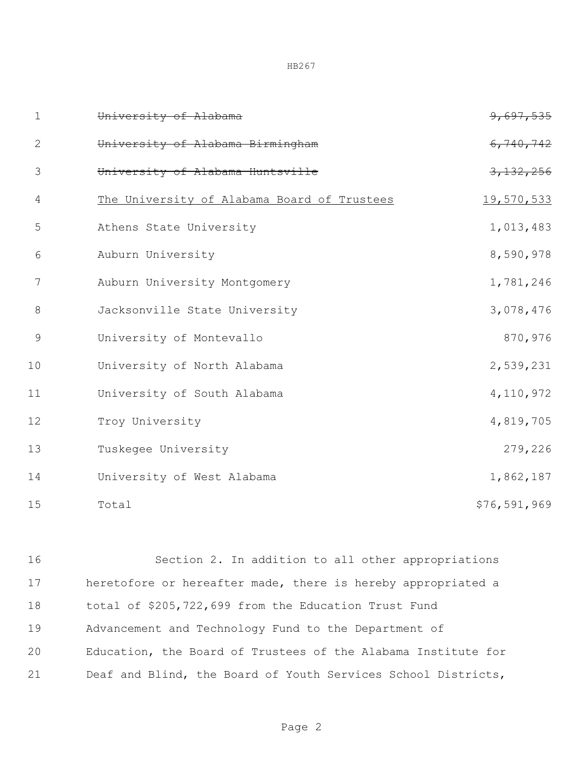| | |
|---|---:|
| ~~University of Alabama~~ | ~~9,697,535~~ |
| ~~University of Alabama Birmingham~~ | ~~6,740,742~~ |
| ~~University of Alabama Huntsville~~ | ~~3,132,256~~ |
| <u>The University of Alabama Board of Trustees</u> | <u>19,570,533</u> |
| Athens State University | 1,013,483 |
| Auburn University | 8,590,978 |
| Auburn University Montgomery | 1,781,246 |
| Jacksonville State University | 3,078,476 |
| University of Montevallo | 870,976 |
| University of North Alabama | 2,539,231 |
| University of South Alabama | 4,110,972 |
| Troy University | 4,819,705 |
| Tuskegee University | 279,226 |
| University of West Alabama | 1,862,187 |
| Total | $76,591,969 |

Section 2. In addition to all other appropriations heretofore or hereafter made, there is hereby appropriated a total of $205,722,699 from the Education Trust Fund Advancement and Technology Fund to the Department of Education, the Board of Trustees of the Alabama Institute for Deaf and Blind, the Board of Youth Services School Districts,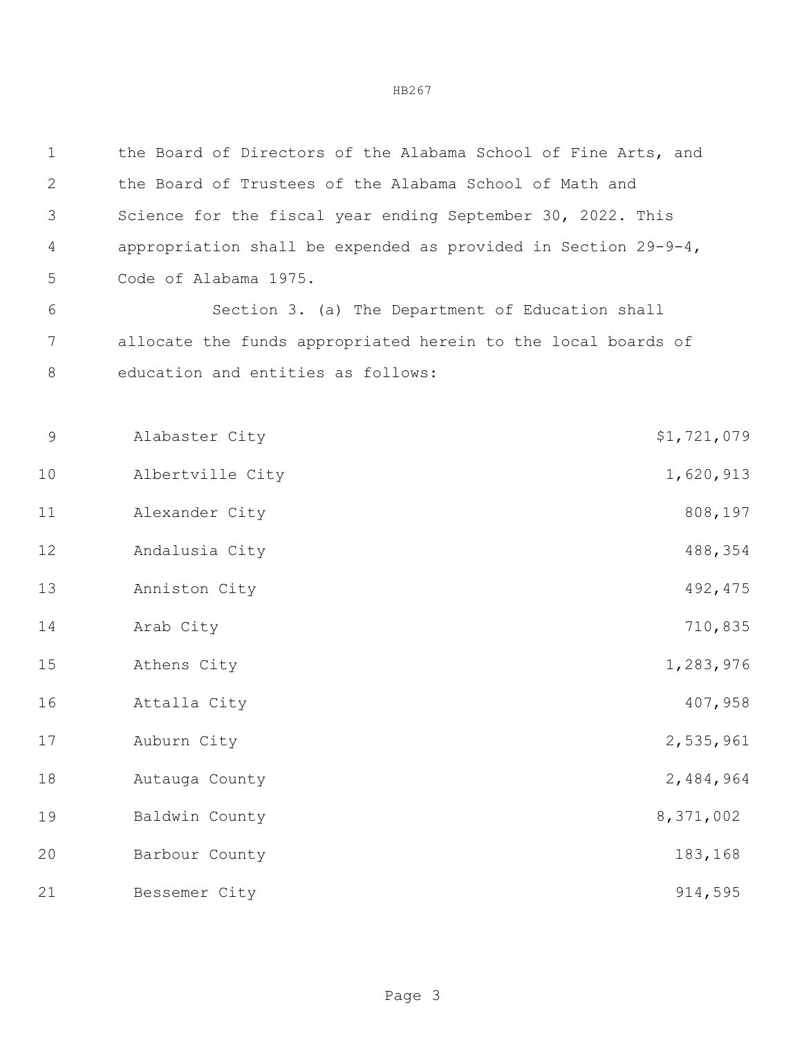the Board of Directors of the Alabama School of Fine Arts, and the Board of Trustees of the Alabama School of Math and Science for the fiscal year ending September 30, 2022. This appropriation shall be expended as provided in Section 29-9-4, Code of Alabama 1975.

Section 3. (a) The Department of Education shall allocate the funds appropriated herein to the local boards of education and entities as follows:

| | |
|---|---|
| Alabaster City | $1,721,079 |
| Albertville City | 1,620,913 |
| Alexander City | 808,197 |
| Andalusia City | 488,354 |
| Anniston City | 492,475 |
| Arab City | 710,835 |
| Athens City | 1,283,976 |
| Attalla City | 407,958 |
| Auburn City | 2,535,961 |
| Autauga County | 2,484,964 |
| Baldwin County | 8,371,002 |
| Barbour County | 183,168 |
| Bessemer City | 914,595 |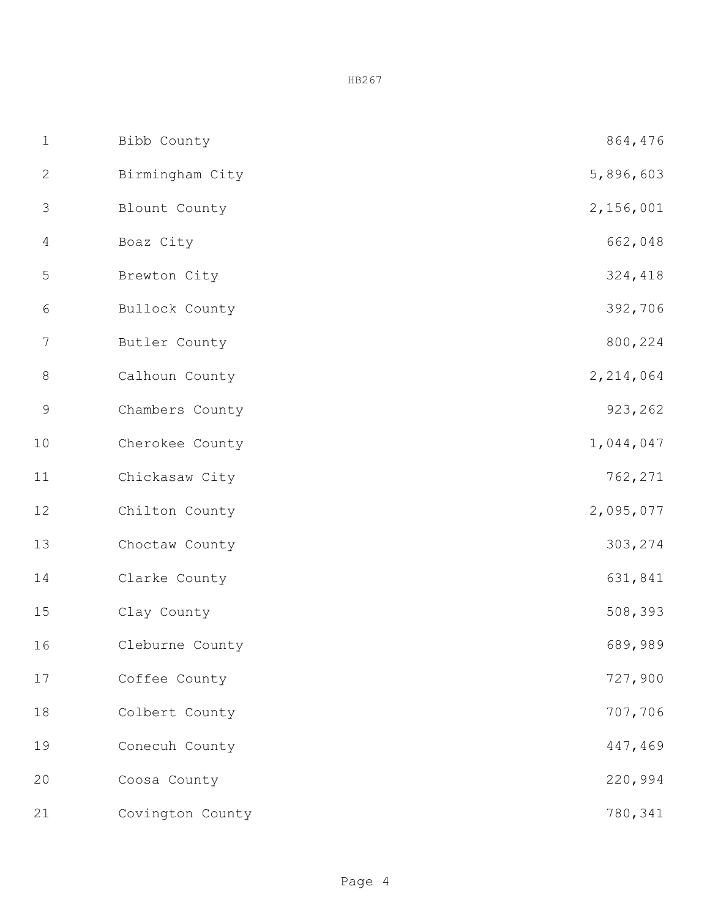| | |
|---|---|
| Bibb County | 864,476 |
| Birmingham City | 5,896,603 |
| Blount County | 2,156,001 |
| Boaz City | 662,048 |
| Brewton City | 324,418 |
| Bullock County | 392,706 |
| Butler County | 800,224 |
| Calhoun County | 2,214,064 |
| Chambers County | 923,262 |
| Cherokee County | 1,044,047 |
| Chickasaw City | 762,271 |
| Chilton County | 2,095,077 |
| Choctaw County | 303,274 |
| Clarke County | 631,841 |
| Clay County | 508,393 |
| Cleburne County | 689,989 |
| Coffee County | 727,900 |
| Colbert County | 707,706 |
| Conecuh County | 447,469 |
| Coosa County | 220,994 |
| Covington County | 780,341 |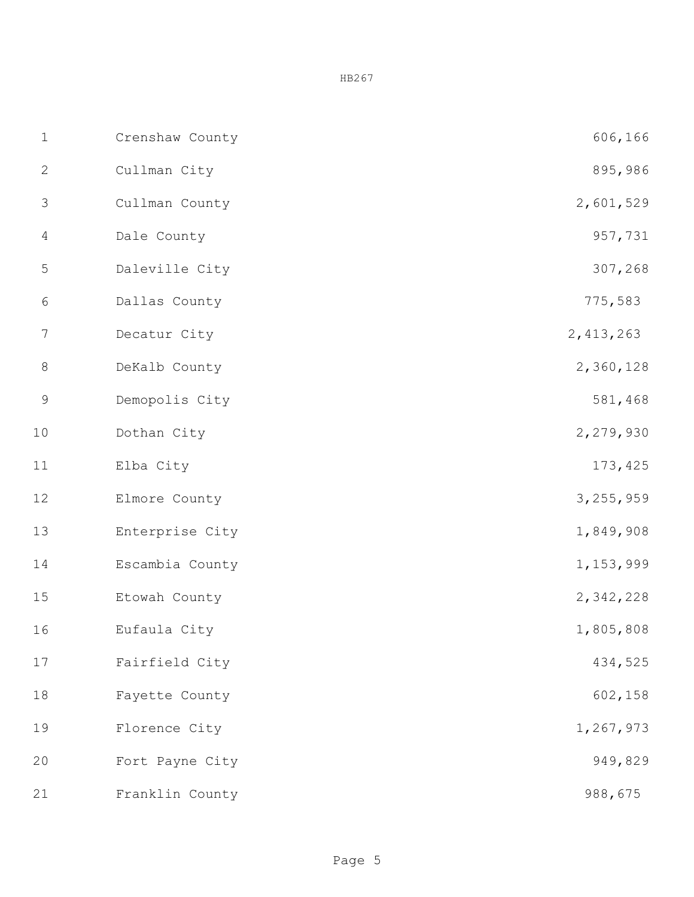| | |
|---|---|
| Crenshaw County | 606,166 |
| Cullman City | 895,986 |
| Cullman County | 2,601,529 |
| Dale County | 957,731 |
| Daleville City | 307,268 |
| Dallas County | 775,583 |
| Decatur City | 2,413,263 |
| DeKalb County | 2,360,128 |
| Demopolis City | 581,468 |
| Dothan City | 2,279,930 |
| Elba City | 173,425 |
| Elmore County | 3,255,959 |
| Enterprise City | 1,849,908 |
| Escambia County | 1,153,999 |
| Etowah County | 2,342,228 |
| Eufaula City | 1,805,808 |
| Fairfield City | 434,525 |
| Fayette County | 602,158 |
| Florence City | 1,267,973 |
| Fort Payne City | 949,829 |
| Franklin County | 988,675 |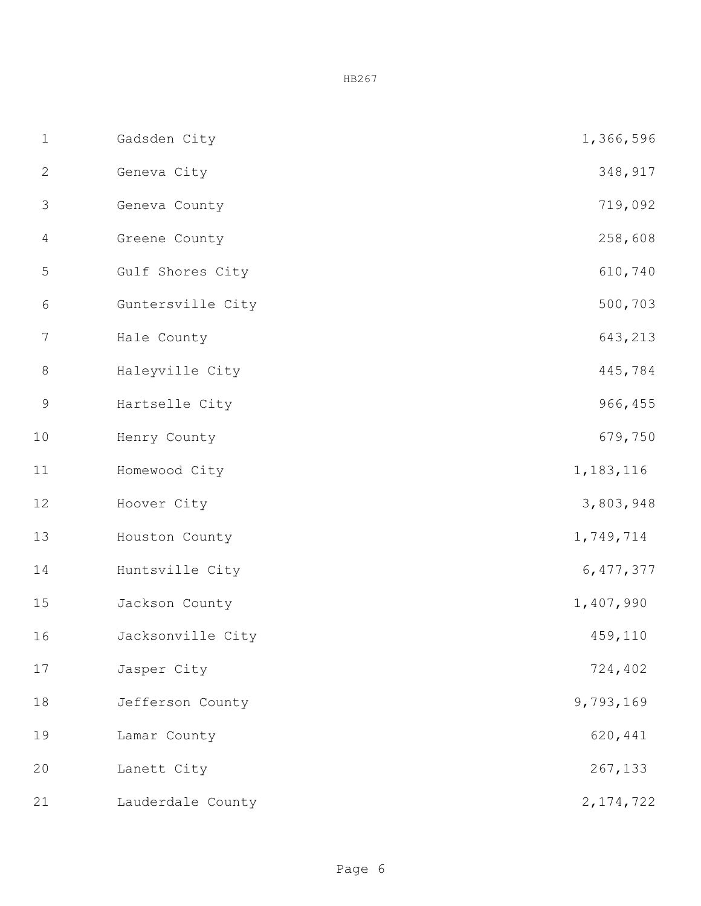| | |
|---|---|
| Gadsden City | 1,366,596 |
| Geneva City | 348,917 |
| Geneva County | 719,092 |
| Greene County | 258,608 |
| Gulf Shores City | 610,740 |
| Guntersville City | 500,703 |
| Hale County | 643,213 |
| Haleyville City | 445,784 |
| Hartselle City | 966,455 |
| Henry County | 679,750 |
| Homewood City | 1,183,116 |
| Hoover City | 3,803,948 |
| Houston County | 1,749,714 |
| Huntsville City | 6,477,377 |
| Jackson County | 1,407,990 |
| Jacksonville City | 459,110 |
| Jasper City | 724,402 |
| Jefferson County | 9,793,169 |
| Lamar County | 620,441 |
| Lanett City | 267,133 |
| Lauderdale County | 2,174,722 |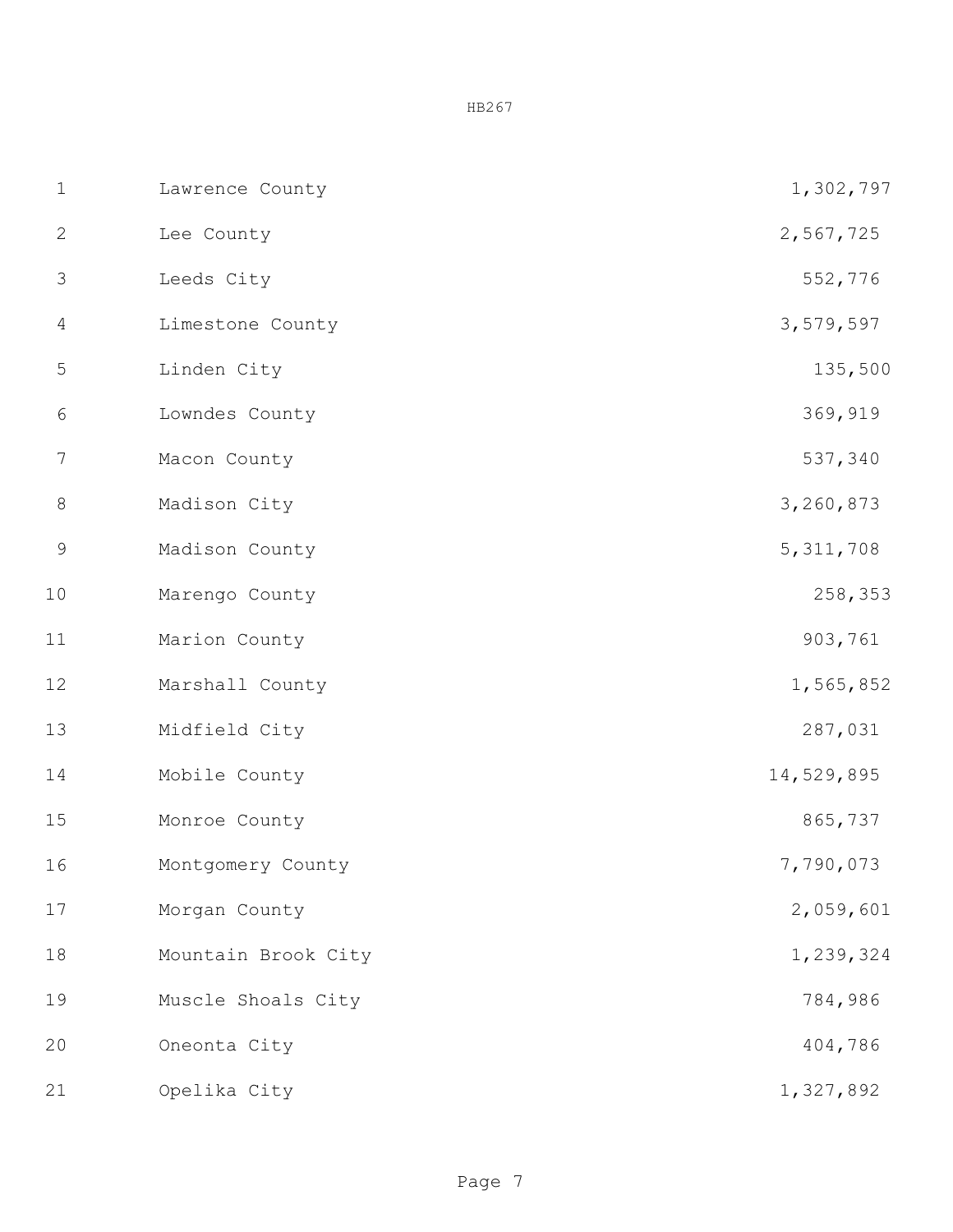| | |
|---|---|
| Lawrence County | 1,302,797 |
| Lee County | 2,567,725 |
| Leeds City | 552,776 |
| Limestone County | 3,579,597 |
| Linden City | 135,500 |
| Lowndes County | 369,919 |
| Macon County | 537,340 |
| Madison City | 3,260,873 |
| Madison County | 5,311,708 |
| Marengo County | 258,353 |
| Marion County | 903,761 |
| Marshall County | 1,565,852 |
| Midfield City | 287,031 |
| Mobile County | 14,529,895 |
| Monroe County | 865,737 |
| Montgomery County | 7,790,073 |
| Morgan County | 2,059,601 |
| Mountain Brook City | 1,239,324 |
| Muscle Shoals City | 784,986 |
| Oneonta City | 404,786 |
| Opelika City | 1,327,892 |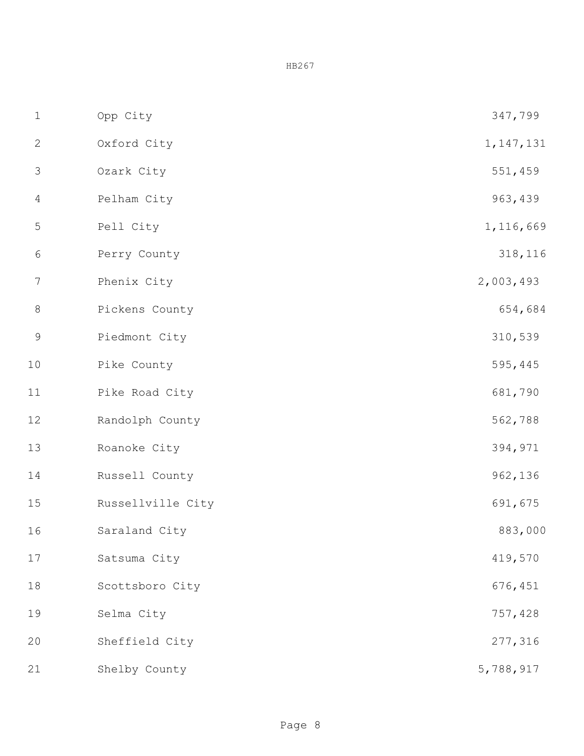| | |
|---|---|
| Opp City | 347,799 |
| Oxford City | 1,147,131 |
| Ozark City | 551,459 |
| Pelham City | 963,439 |
| Pell City | 1,116,669 |
| Perry County | 318,116 |
| Phenix City | 2,003,493 |
| Pickens County | 654,684 |
| Piedmont City | 310,539 |
| Pike County | 595,445 |
| Pike Road City | 681,790 |
| Randolph County | 562,788 |
| Roanoke City | 394,971 |
| Russell County | 962,136 |
| Russellville City | 691,675 |
| Saraland City | 883,000 |
| Satsuma City | 419,570 |
| Scottsboro City | 676,451 |
| Selma City | 757,428 |
| Sheffield City | 277,316 |
| Shelby County | 5,788,917 |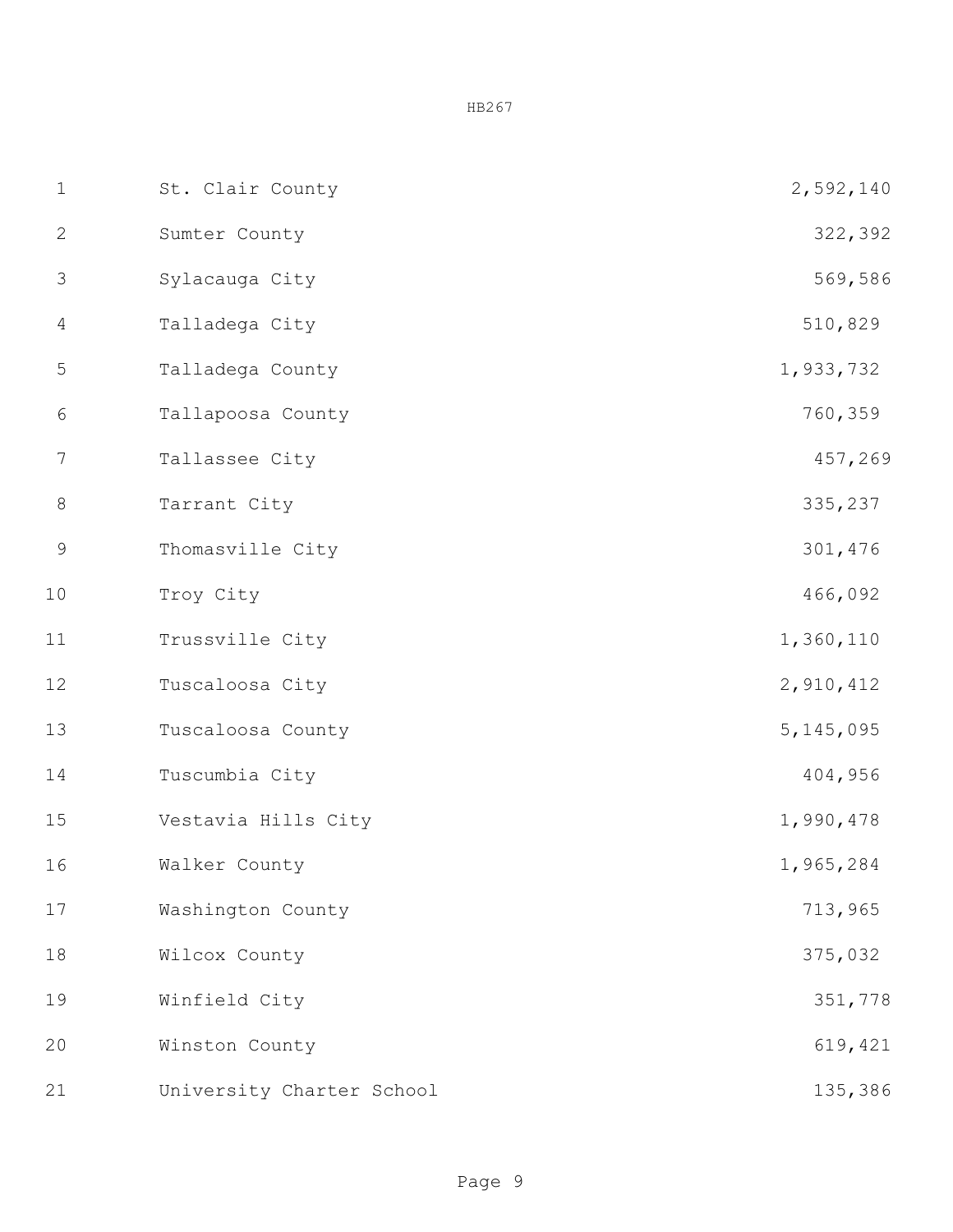| | |
|---|---|
| St. Clair County | 2,592,140 |
| Sumter County | 322,392 |
| Sylacauga City | 569,586 |
| Talladega City | 510,829 |
| Talladega County | 1,933,732 |
| Tallapoosa County | 760,359 |
| Tallassee City | 457,269 |
| Tarrant City | 335,237 |
| Thomasville City | 301,476 |
| Troy City | 466,092 |
| Trussville City | 1,360,110 |
| Tuscaloosa City | 2,910,412 |
| Tuscaloosa County | 5,145,095 |
| Tuscumbia City | 404,956 |
| Vestavia Hills City | 1,990,478 |
| Walker County | 1,965,284 |
| Washington County | 713,965 |
| Wilcox County | 375,032 |
| Winfield City | 351,778 |
| Winston County | 619,421 |
| University Charter School | 135,386 |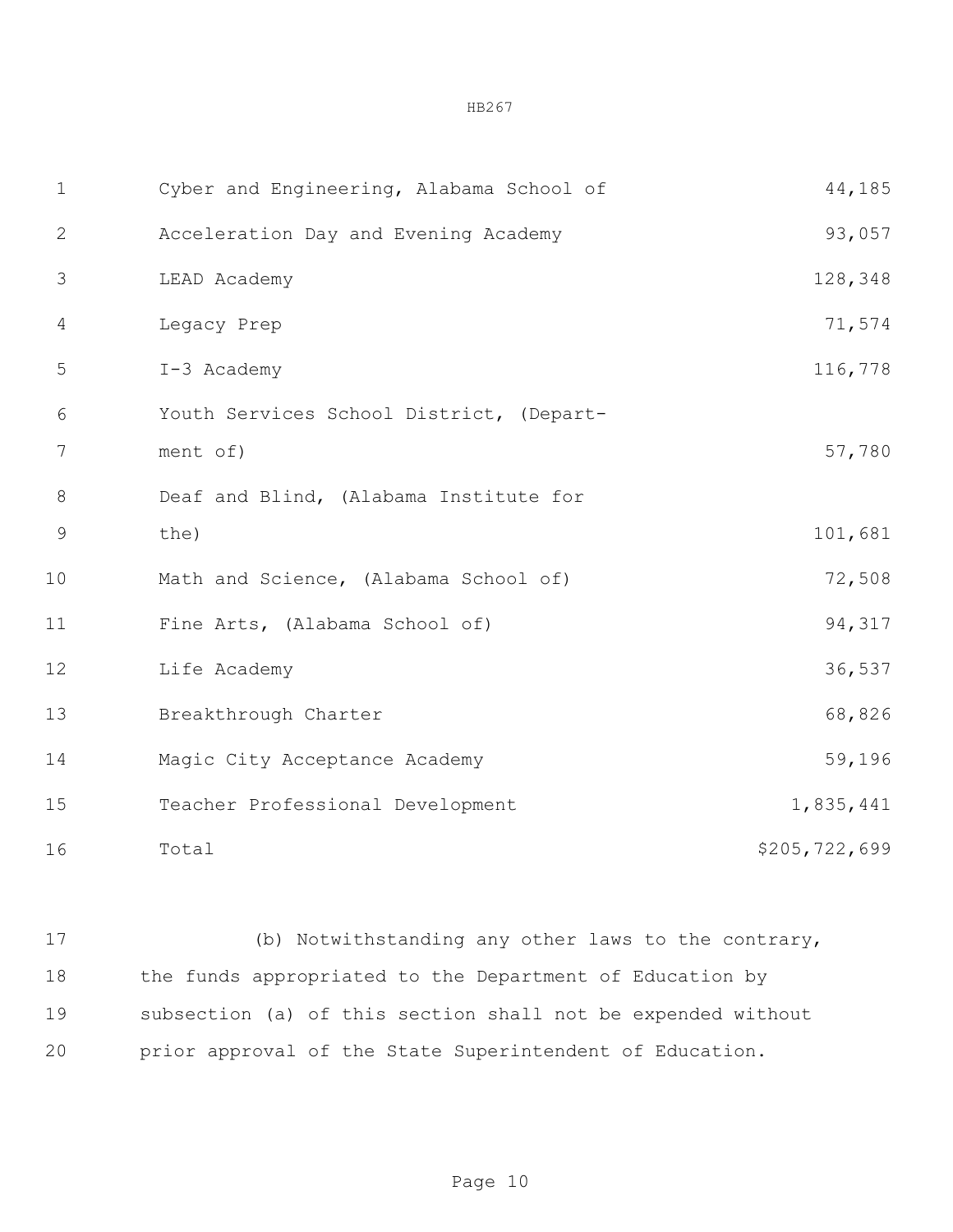| | |
|---|---|
| Cyber and Engineering, Alabama School of | 44,185 |
| Acceleration Day and Evening Academy | 93,057 |
| LEAD Academy | 128,348 |
| Legacy Prep | 71,574 |
| I-3 Academy | 116,778 |
| Youth Services School District, (Department of) | 57,780 |
| Deaf and Blind, (Alabama Institute for the) | 101,681 |
| Math and Science, (Alabama School of) | 72,508 |
| Fine Arts, (Alabama School of) | 94,317 |
| Life Academy | 36,537 |
| Breakthrough Charter | 68,826 |
| Magic City Acceptance Academy | 59,196 |
| Teacher Professional Development | 1,835,441 |
| Total | $205,722,699 |

(b) Notwithstanding any other laws to the contrary, the funds appropriated to the Department of Education by subsection (a) of this section shall not be expended without prior approval of the State Superintendent of Education.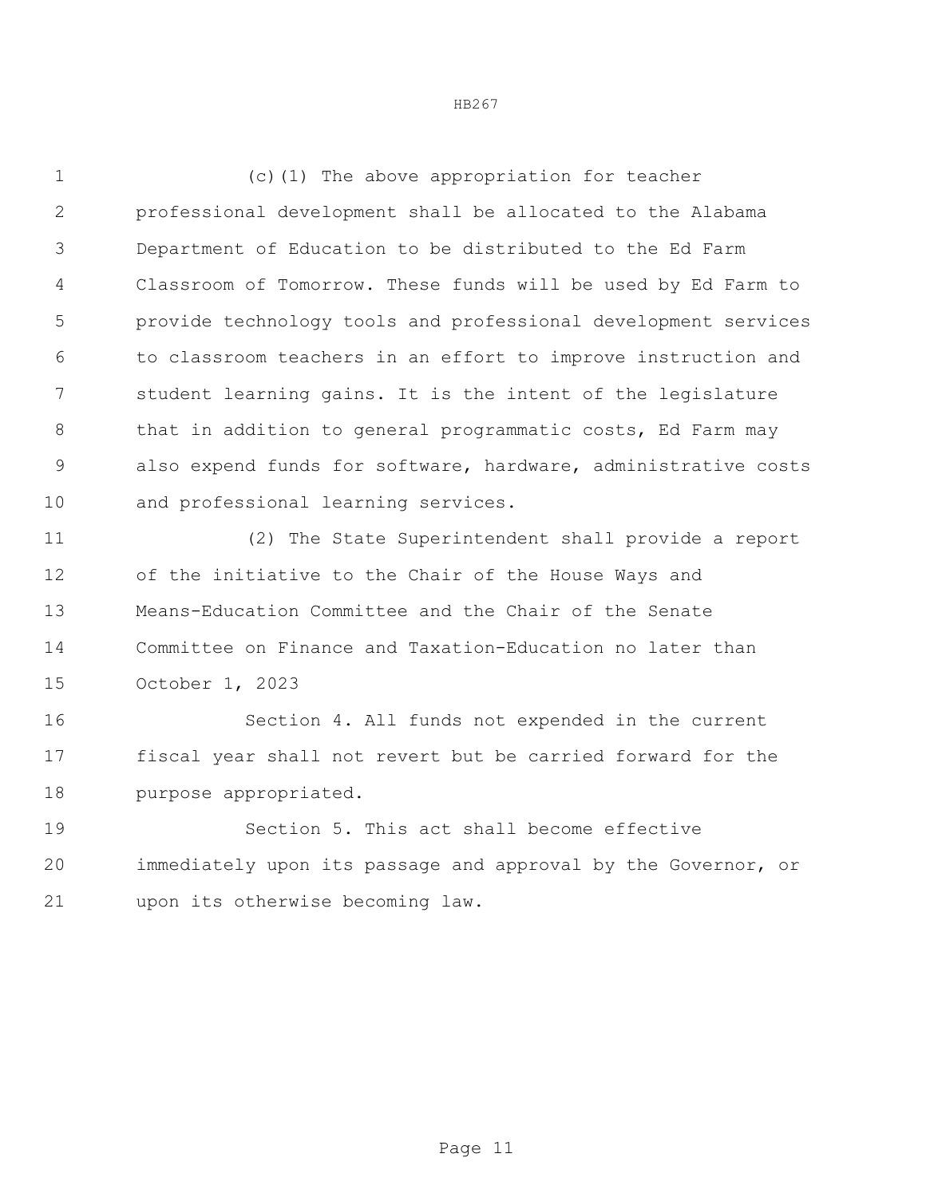(c)(1) The above appropriation for teacher professional development shall be allocated to the Alabama Department of Education to be distributed to the Ed Farm Classroom of Tomorrow. These funds will be used by Ed Farm to provide technology tools and professional development services to classroom teachers in an effort to improve instruction and student learning gains. It is the intent of the legislature that in addition to general programmatic costs, Ed Farm may also expend funds for software, hardware, administrative costs and professional learning services.

(2) The State Superintendent shall provide a report of the initiative to the Chair of the House Ways and Means-Education Committee and the Chair of the Senate Committee on Finance and Taxation-Education no later than October 1, 2023

Section 4. All funds not expended in the current fiscal year shall not revert but be carried forward for the purpose appropriated.

Section 5. This act shall become effective immediately upon its passage and approval by the Governor, or upon its otherwise becoming law.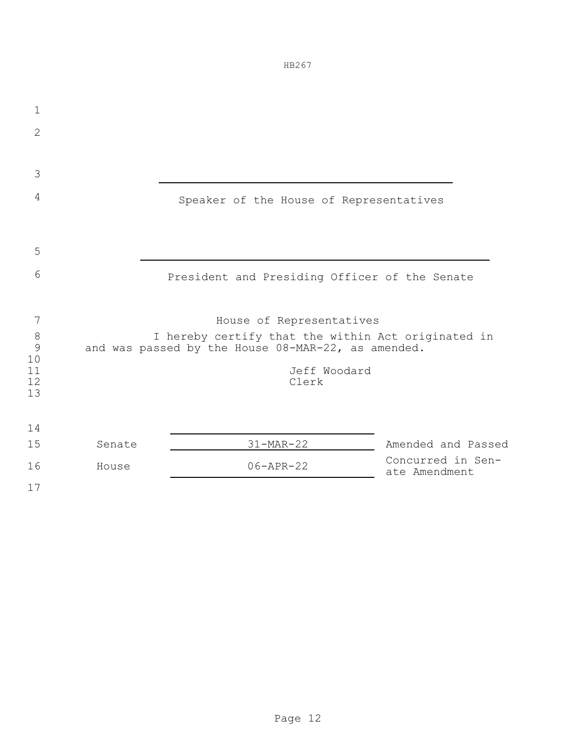\_\_\_\_\_\_\_\_\_\_\_\_\_\_\_\_\_\_\_\_\_\_\_\_\_\_\_\_\_\_\_\_\_\_\_\_\_\_\_\_

Speaker of the House of Representatives

\_\_\_\_\_\_\_\_\_\_\_\_\_\_\_\_\_\_\_\_\_\_\_\_\_\_\_\_\_\_\_\_\_\_\_\_\_\_\_\_

President and Presiding Officer of the Senate

House of Representatives

I hereby certify that the within Act originated in and was passed by the House 08-MAR-22, as amended.

Jeff Woodard
Clerk

| | | |
|---|---|---|
| Senate | 31-MAR-22 | Amended and Passed |
| House | 06-APR-22 | Concurred in Senate Amendment |